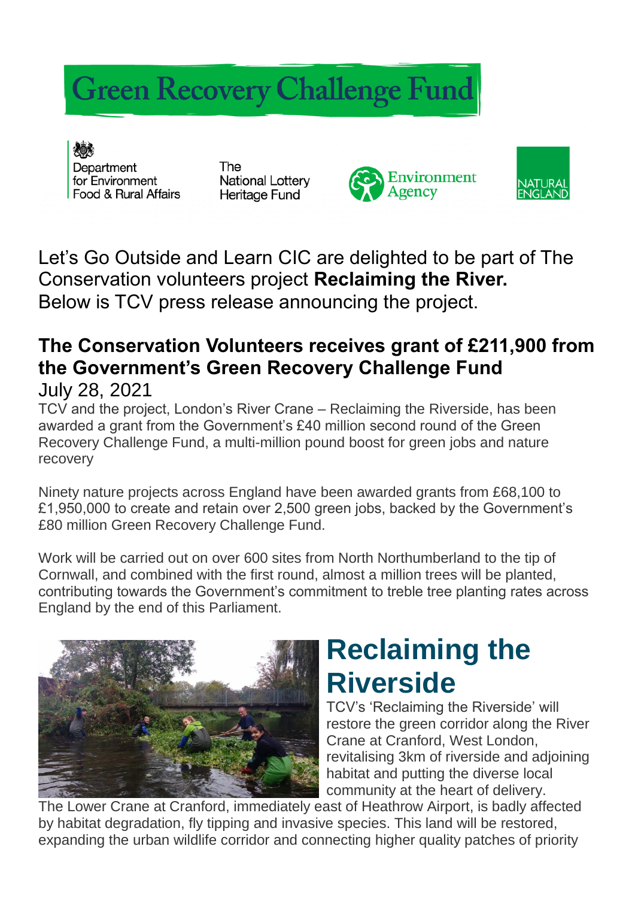# Green Recovery Challenge Fund

Department for Environment Food & Rural Affairs

The National Lottery Heritage Fund

Environment Agency

NATURAL ENGLAND

Let's Go Outside and Learn CIC are delighted to be part of The Conservation volunteers project **Reclaiming the River.**
Below is TCV press release announcing the project.

## The Conservation Volunteers receives grant of £211,900 from the Government's Green Recovery Challenge Fund

July 28, 2021

TCV and the project, London's River Crane – Reclaiming the Riverside, has been awarded a grant from the Government's £40 million second round of the Green Recovery Challenge Fund, a multi-million pound boost for green jobs and nature recovery

Ninety nature projects across England have been awarded grants from £68,100 to £1,950,000 to create and retain over 2,500 green jobs, backed by the Government's £80 million Green Recovery Challenge Fund.

Work will be carried out on over 600 sites from North Northumberland to the tip of Cornwall, and combined with the first round, almost a million trees will be planted, contributing towards the Government's commitment to treble tree planting rates across England by the end of this Parliament.

## Reclaiming the Riverside

TCV's 'Reclaiming the Riverside' will restore the green corridor along the River Crane at Cranford, West London, revitalising 3km of riverside and adjoining habitat and putting the diverse local community at the heart of delivery.
The Lower Crane at Cranford, immediately east of Heathrow Airport, is badly affected by habitat degradation, fly tipping and invasive species. This land will be restored, expanding the urban wildlife corridor and connecting higher quality patches of priority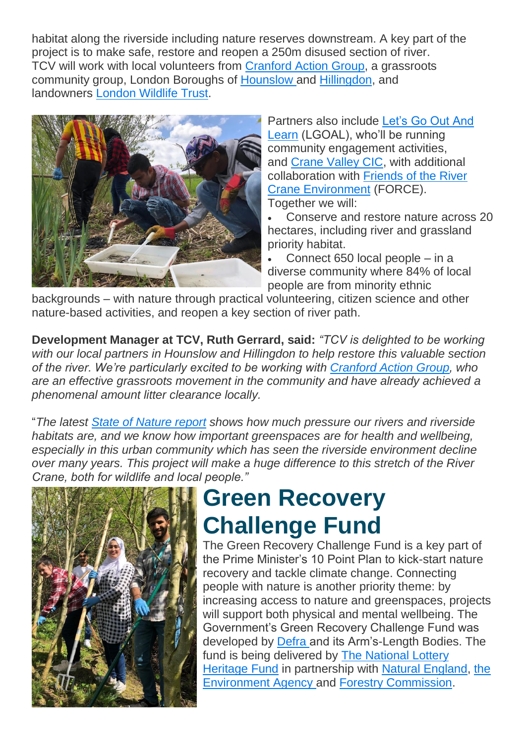habitat along the riverside including nature reserves downstream. A key part of the project is to make safe, restore and reopen a 250m disused section of river. TCV will work with local volunteers from Cranford Action Group, a grassroots community group, London Boroughs of Hounslow and Hillingdon, and landowners London Wildlife Trust.

Partners also include Let's Go Out And Learn (LGOAL), who'll be running community engagement activities, and Crane Valley CIC, with additional collaboration with Friends of the River Crane Environment (FORCE). Together we will:

- Conserve and restore nature across 20 hectares, including river and grassland priority habitat.
- Connect 650 local people – in a diverse community where 84% of local people are from minority ethnic backgrounds – with nature through practical volunteering, citizen science and other nature-based activities, and reopen a key section of river path.

**Development Manager at TCV, Ruth Gerrard, said:** *"TCV is delighted to be working with our local partners in Hounslow and Hillingdon to help restore this valuable section of the river. We're particularly excited to be working with Cranford Action Group, who are an effective grassroots movement in the community and have already achieved a phenomenal amount litter clearance locally.*

"*The latest State of Nature report shows how much pressure our rivers and riverside habitats are, and we know how important greenspaces are for health and wellbeing, especially in this urban community which has seen the riverside environment decline over many years. This project will make a huge difference to this stretch of the River Crane, both for wildlife and local people."*

# Green Recovery Challenge Fund

The Green Recovery Challenge Fund is a key part of the Prime Minister's 10 Point Plan to kick-start nature recovery and tackle climate change. Connecting people with nature is another priority theme: by increasing access to nature and greenspaces, projects will support both physical and mental wellbeing. The Government's Green Recovery Challenge Fund was developed by Defra and its Arm's-Length Bodies. The fund is being delivered by The National Lottery Heritage Fund in partnership with Natural England, the Environment Agency and Forestry Commission.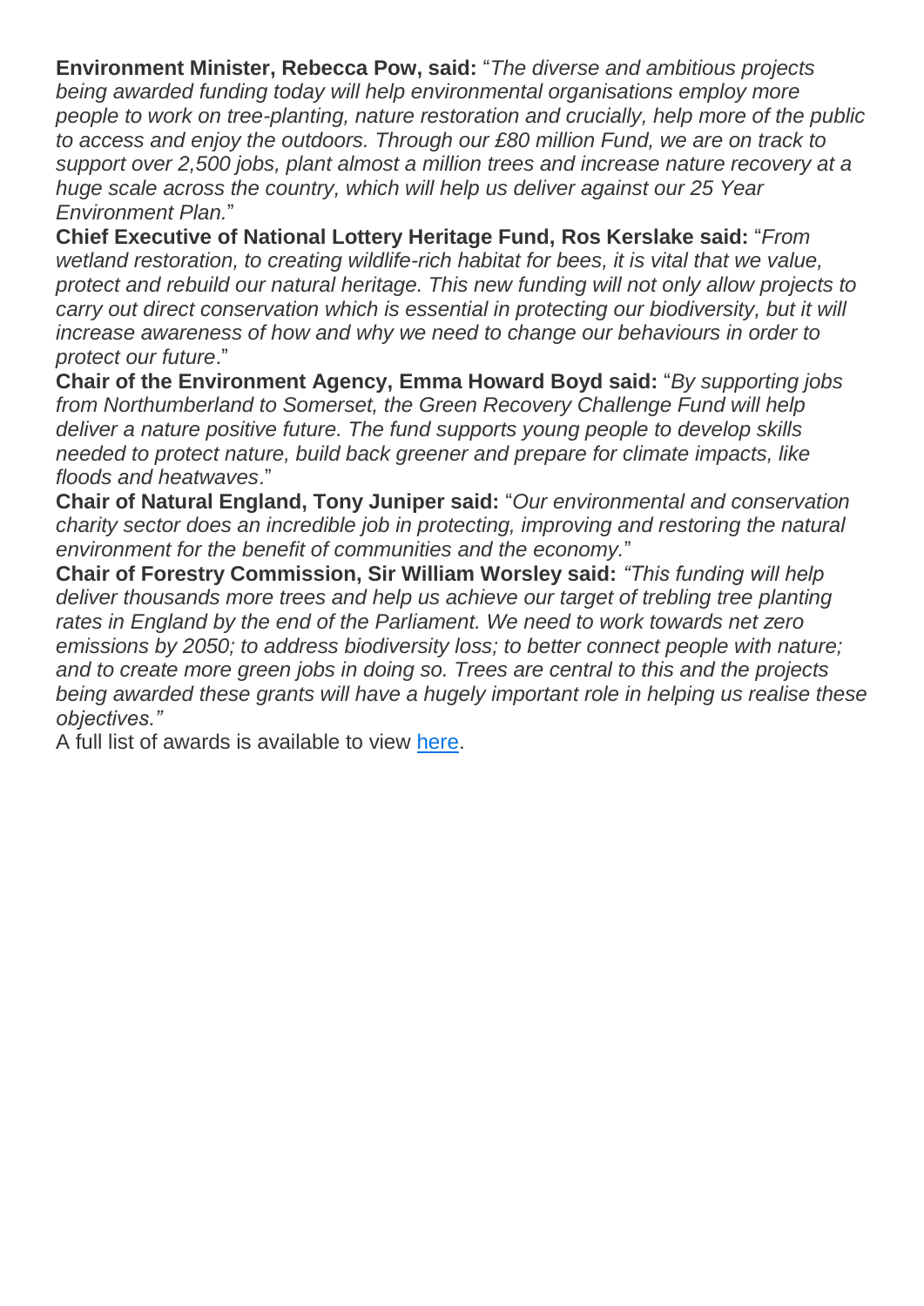**Environment Minister, Rebecca Pow, said:** "*The diverse and ambitious projects being awarded funding today will help environmental organisations employ more people to work on tree-planting, nature restoration and crucially, help more of the public to access and enjoy the outdoors. Through our £80 million Fund, we are on track to support over 2,500 jobs, plant almost a million trees and increase nature recovery at a huge scale across the country, which will help us deliver against our 25 Year Environment Plan.*"

**Chief Executive of National Lottery Heritage Fund, Ros Kerslake said:** "*From wetland restoration, to creating wildlife-rich habitat for bees, it is vital that we value, protect and rebuild our natural heritage. This new funding will not only allow projects to carry out direct conservation which is essential in protecting our biodiversity, but it will increase awareness of how and why we need to change our behaviours in order to protect our future*."

**Chair of the Environment Agency, Emma Howard Boyd said:** "*By supporting jobs from Northumberland to Somerset, the Green Recovery Challenge Fund will help deliver a nature positive future. The fund supports young people to develop skills needed to protect nature, build back greener and prepare for climate impacts, like floods and heatwaves*."

**Chair of Natural England, Tony Juniper said:** "*Our environmental and conservation charity sector does an incredible job in protecting, improving and restoring the natural environment for the benefit of communities and the economy.*"

**Chair of Forestry Commission, Sir William Worsley said:** *"This funding will help deliver thousands more trees and help us achieve our target of trebling tree planting rates in England by the end of the Parliament. We need to work towards net zero emissions by 2050; to address biodiversity loss; to better connect people with nature; and to create more green jobs in doing so. Trees are central to this and the projects being awarded these grants will have a hugely important role in helping us realise these objectives."*

A full list of awards is available to view here.